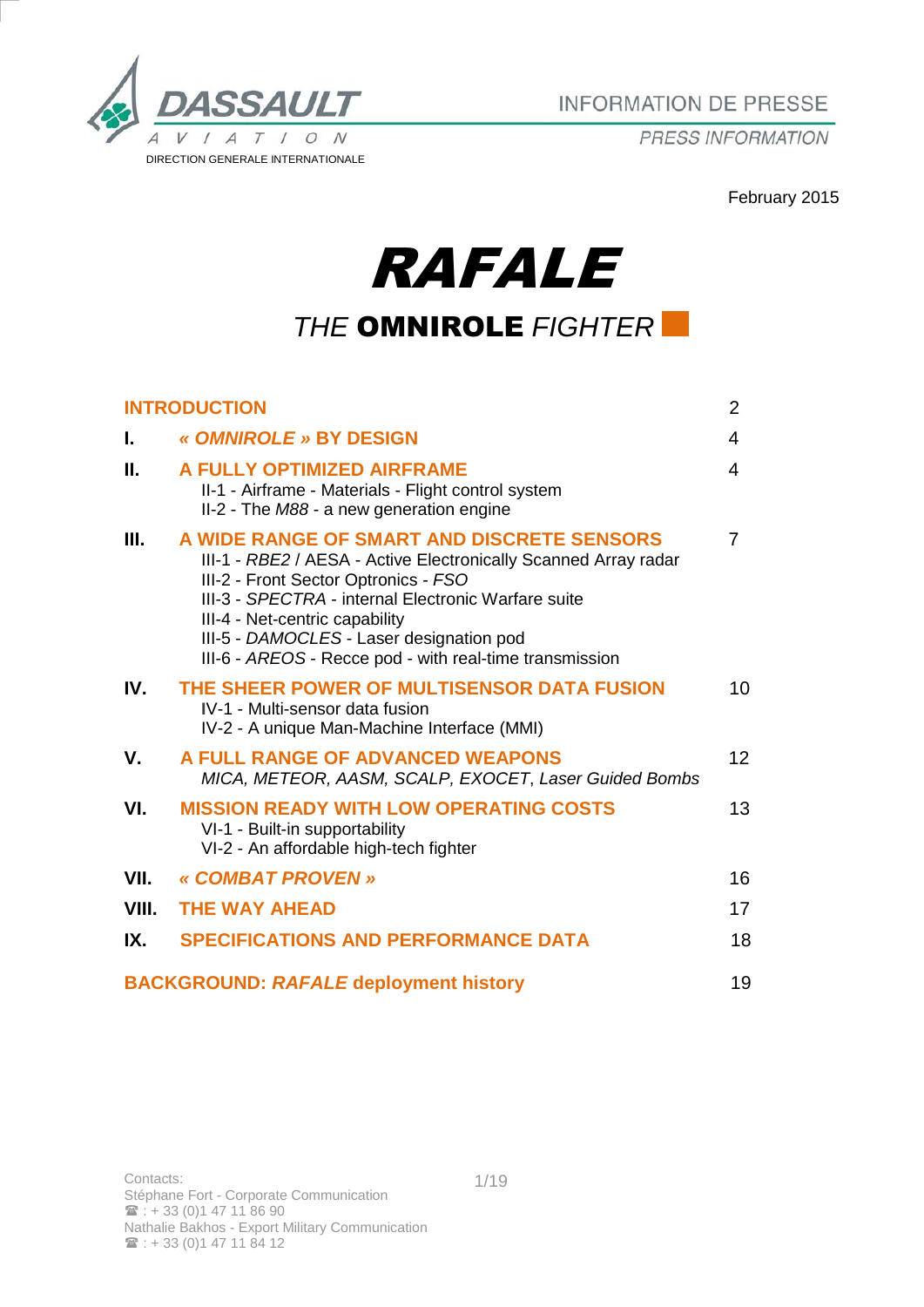DASSAULT AVIATION
DIRECTION GENERALE INTERNATIONALE

INFORMATION DE PRESSE
*PRESS INFORMATION*

February 2015

# *RAFALE*

## *THE* **OMNIROLE** *FIGHTER*

| | | |
|---|---|---|
| **INTRODUCTION** | | 2 |
| **I.** | ***« OMNIROLE »*** **BY DESIGN** | 4 |
| **II.** | **A FULLY OPTIMIZED AIRFRAME**<br>II-1 - Airframe - Materials - Flight control system<br>II-2 - The *M88* - a new generation engine | 4 |
| **III.** | **A WIDE RANGE OF SMART AND DISCRETE SENSORS**<br>III-1 - *RBE2* / AESA - Active Electronically Scanned Array radar<br>III-2 - Front Sector Optronics - *FSO*<br>III-3 - *SPECTRA* - internal Electronic Warfare suite<br>III-4 - Net-centric capability<br>III-5 - *DAMOCLES* - Laser designation pod<br>III-6 - *AREOS* - Recce pod - with real-time transmission | 7 |
| **IV.** | **THE SHEER POWER OF MULTISENSOR DATA FUSION**<br>IV-1 - Multi-sensor data fusion<br>IV-2 - A unique Man-Machine Interface (MMI) | 10 |
| **V.** | **A FULL RANGE OF ADVANCED WEAPONS**<br>*MICA, METEOR, AASM, SCALP, EXOCET, Laser Guided Bombs* | 12 |
| **VI.** | **MISSION READY WITH LOW OPERATING COSTS**<br>VI-1 - Built-in supportability<br>VI-2 - An affordable high-tech fighter | 13 |
| **VII.** | ***« COMBAT PROVEN »*** | 16 |
| **VIII.** | **THE WAY AHEAD** | 17 |
| **IX.** | **SPECIFICATIONS AND PERFORMANCE DATA** | 18 |
| **BACKGROUND: *RAFALE* deployment history** | | 19 |

Contacts:
Stéphane Fort - Corporate Communication
☎ : + 33 (0)1 47 11 86 90
Nathalie Bakhos - Export Military Communication
☎ : + 33 (0)1 47 11 84 12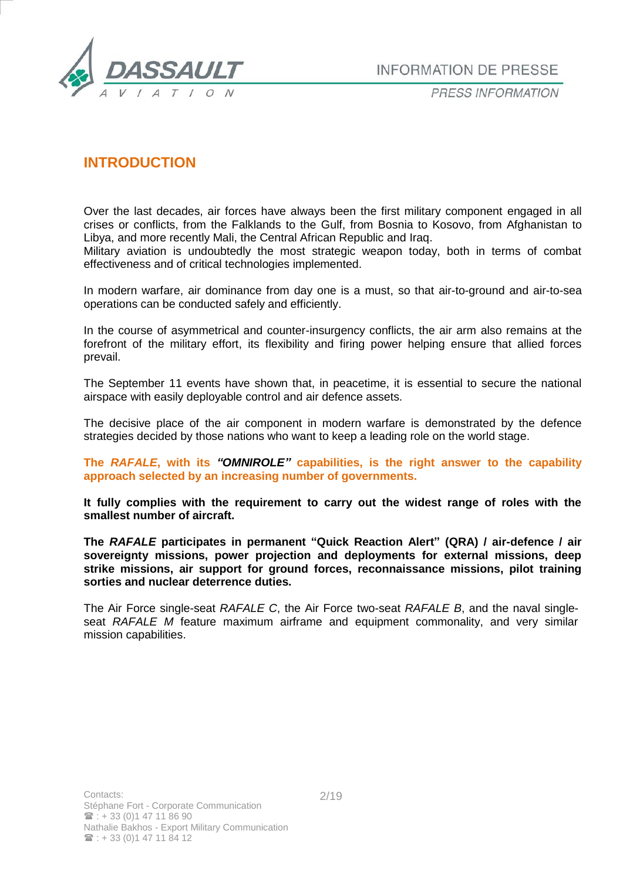## INTRODUCTION

Over the last decades, air forces have always been the first military component engaged in all crises or conflicts, from the Falklands to the Gulf, from Bosnia to Kosovo, from Afghanistan to Libya, and more recently Mali, the Central African Republic and Iraq.
Military aviation is undoubtedly the most strategic weapon today, both in terms of combat effectiveness and of critical technologies implemented.

In modern warfare, air dominance from day one is a must, so that air-to-ground and air-to-sea operations can be conducted safely and efficiently.

In the course of asymmetrical and counter-insurgency conflicts, the air arm also remains at the forefront of the military effort, its flexibility and firing power helping ensure that allied forces prevail.

The September 11 events have shown that, in peacetime, it is essential to secure the national airspace with easily deployable control and air defence assets.

The decisive place of the air component in modern warfare is demonstrated by the defence strategies decided by those nations who want to keep a leading role on the world stage.

**The *RAFALE*, with its *"OMNIROLE"* capabilities, is the right answer to the capability approach selected by an increasing number of governments.**

**It fully complies with the requirement to carry out the widest range of roles with the smallest number of aircraft.**

**The *RAFALE* participates in permanent "Quick Reaction Alert" (QRA) / air-defence / air sovereignty missions, power projection and deployments for external missions, deep strike missions, air support for ground forces, reconnaissance missions, pilot training sorties and nuclear deterrence duties.**

The Air Force single-seat *RAFALE C*, the Air Force two-seat *RAFALE B*, and the naval single-seat *RAFALE M* feature maximum airframe and equipment commonality, and very similar mission capabilities.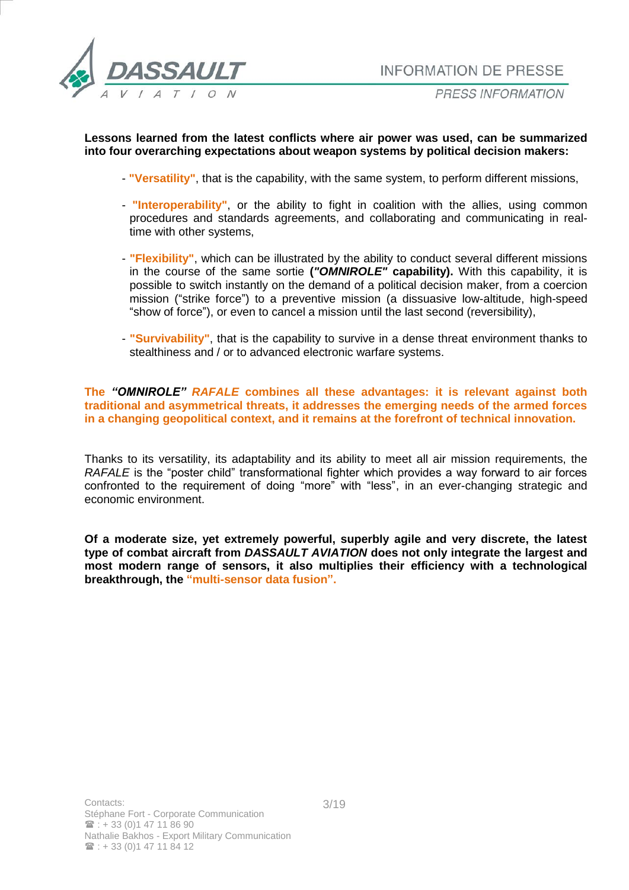**Lessons learned from the latest conflicts where air power was used, can be summarized into four overarching expectations about weapon systems by political decision makers:**

- **"Versatility"**, that is the capability, with the same system, to perform different missions,
- **"Interoperability"**, or the ability to fight in coalition with the allies, using common procedures and standards agreements, and collaborating and communicating in real-time with other systems,
- **"Flexibility"**, which can be illustrated by the ability to conduct several different missions in the course of the same sortie **(*"OMNIROLE"* capability).** With this capability, it is possible to switch instantly on the demand of a political decision maker, from a coercion mission ("strike force") to a preventive mission (a dissuasive low-altitude, high-speed "show of force"), or even to cancel a mission until the last second (reversibility),
- **"Survivability"**, that is the capability to survive in a dense threat environment thanks to stealthiness and / or to advanced electronic warfare systems.

**The *"OMNIROLE" RAFALE* combines all these advantages: it is relevant against both traditional and asymmetrical threats, it addresses the emerging needs of the armed forces in a changing geopolitical context, and it remains at the forefront of technical innovation.**

Thanks to its versatility, its adaptability and its ability to meet all air mission requirements, the *RAFALE* is the "poster child" transformational fighter which provides a way forward to air forces confronted to the requirement of doing "more" with "less", in an ever-changing strategic and economic environment.

**Of a moderate size, yet extremely powerful, superbly agile and very discrete, the latest type of combat aircraft from *DASSAULT AVIATION* does not only integrate the largest and most modern range of sensors, it also multiplies their efficiency with a technological breakthrough, the "multi-sensor data fusion".**

Contacts:
Stéphane Fort - Corporate Communication
☎ : + 33 (0)1 47 11 86 90
Nathalie Bakhos - Export Military Communication
☎ : + 33 (0)1 47 11 84 12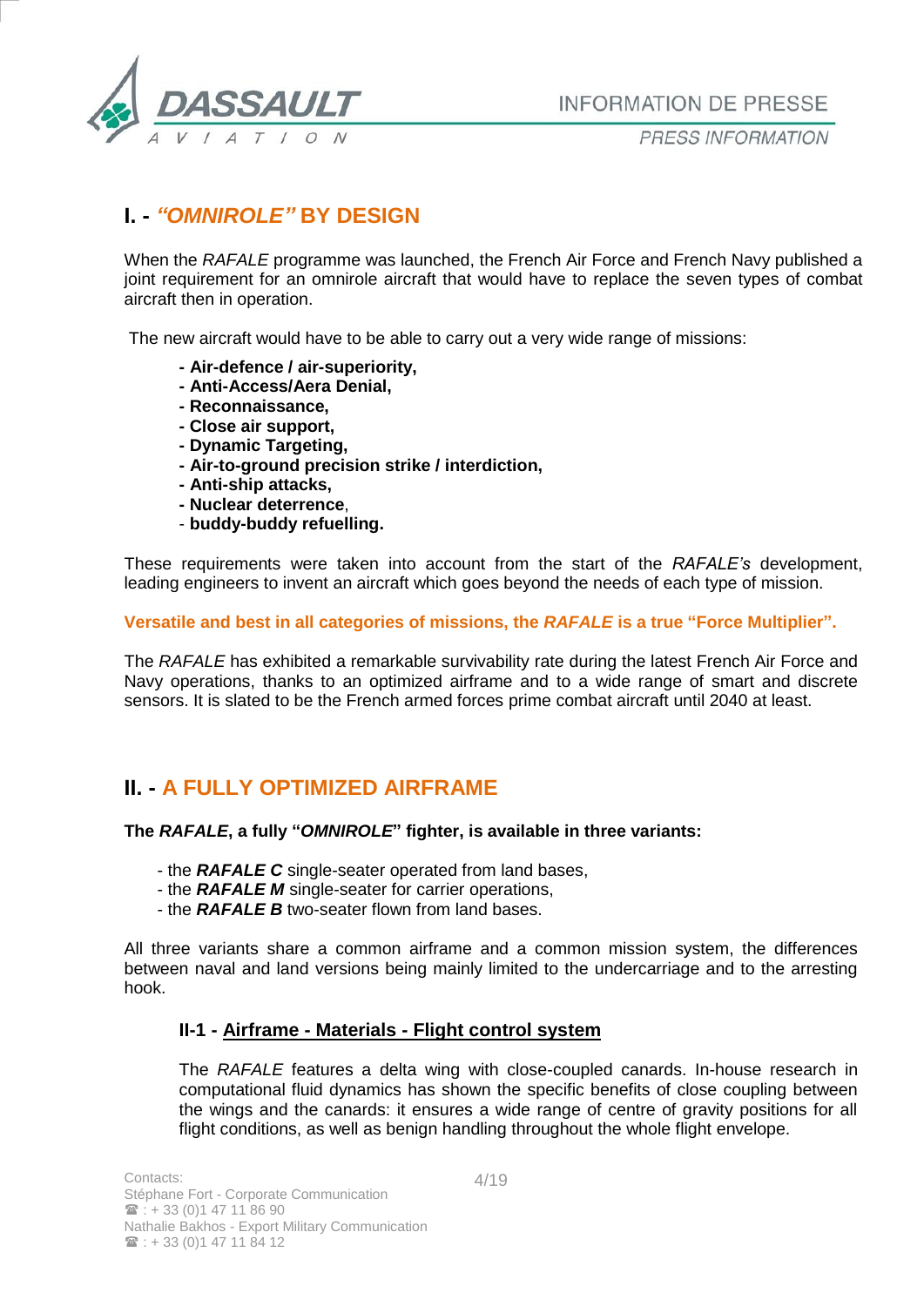## I. - *"OMNIROLE"* BY DESIGN

When the *RAFALE* programme was launched, the French Air Force and French Navy published a joint requirement for an omnirole aircraft that would have to replace the seven types of combat aircraft then in operation.

The new aircraft would have to be able to carry out a very wide range of missions:

- **Air-defence / air-superiority,**
- **Anti-Access/Aera Denial,**
- **Reconnaissance,**
- **Close air support,**
- **Dynamic Targeting,**
- **Air-to-ground precision strike / interdiction,**
- **Anti-ship attacks,**
- **Nuclear deterrence**,
- **buddy-buddy refuelling.**

These requirements were taken into account from the start of the *RAFALE's* development, leading engineers to invent an aircraft which goes beyond the needs of each type of mission.

**Versatile and best in all categories of missions, the *RAFALE* is a true "Force Multiplier".**

The *RAFALE* has exhibited a remarkable survivability rate during the latest French Air Force and Navy operations, thanks to an optimized airframe and to a wide range of smart and discrete sensors. It is slated to be the French armed forces prime combat aircraft until 2040 at least.

## II. - A FULLY OPTIMIZED AIRFRAME

**The *RAFALE*, a fully "*OMNIROLE*" fighter, is available in three variants:**

- the ***RAFALE C*** single-seater operated from land bases,
- the ***RAFALE M*** single-seater for carrier operations,
- the ***RAFALE B*** two-seater flown from land bases.

All three variants share a common airframe and a common mission system, the differences between naval and land versions being mainly limited to the undercarriage and to the arresting hook.

### II-1 - Airframe - Materials - Flight control system

The *RAFALE* features a delta wing with close-coupled canards. In-house research in computational fluid dynamics has shown the specific benefits of close coupling between the wings and the canards: it ensures a wide range of centre of gravity positions for all flight conditions, as well as benign handling throughout the whole flight envelope.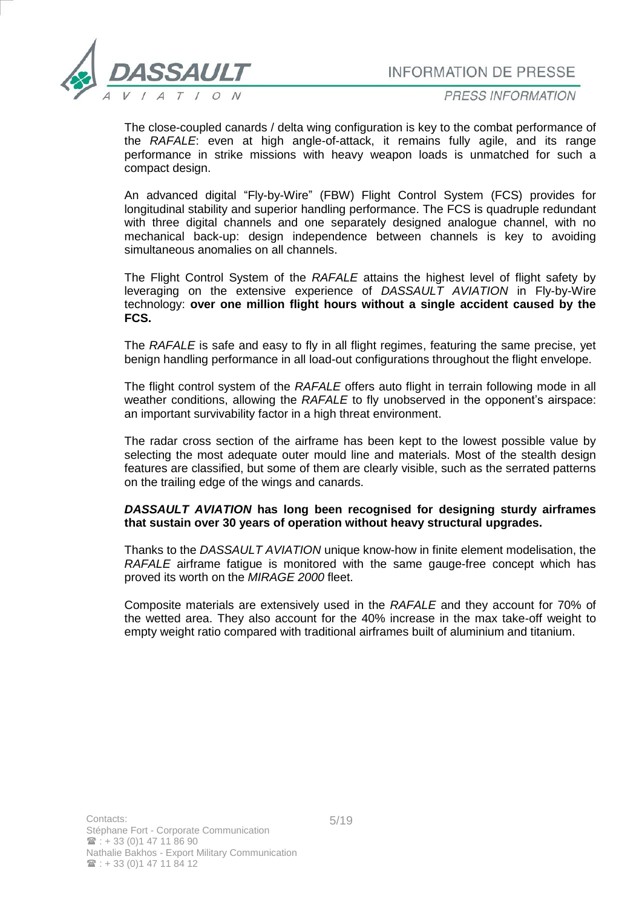The close-coupled canards / delta wing configuration is key to the combat performance of the *RAFALE*: even at high angle-of-attack, it remains fully agile, and its range performance in strike missions with heavy weapon loads is unmatched for such a compact design.

An advanced digital "Fly-by-Wire" (FBW) Flight Control System (FCS) provides for longitudinal stability and superior handling performance. The FCS is quadruple redundant with three digital channels and one separately designed analogue channel, with no mechanical back-up: design independence between channels is key to avoiding simultaneous anomalies on all channels.

The Flight Control System of the *RAFALE* attains the highest level of flight safety by leveraging on the extensive experience of *DASSAULT AVIATION* in Fly-by-Wire technology: **over one million flight hours without a single accident caused by the FCS.**

The *RAFALE* is safe and easy to fly in all flight regimes, featuring the same precise, yet benign handling performance in all load-out configurations throughout the flight envelope.

The flight control system of the *RAFALE* offers auto flight in terrain following mode in all weather conditions, allowing the *RAFALE* to fly unobserved in the opponent's airspace: an important survivability factor in a high threat environment.

The radar cross section of the airframe has been kept to the lowest possible value by selecting the most adequate outer mould line and materials. Most of the stealth design features are classified, but some of them are clearly visible, such as the serrated patterns on the trailing edge of the wings and canards.

***DASSAULT AVIATION* has long been recognised for designing sturdy airframes that sustain over 30 years of operation without heavy structural upgrades.**

Thanks to the *DASSAULT AVIATION* unique know-how in finite element modelisation, the *RAFALE* airframe fatigue is monitored with the same gauge-free concept which has proved its worth on the *MIRAGE 2000* fleet.

Composite materials are extensively used in the *RAFALE* and they account for 70% of the wetted area. They also account for the 40% increase in the max take-off weight to empty weight ratio compared with traditional airframes built of aluminium and titanium.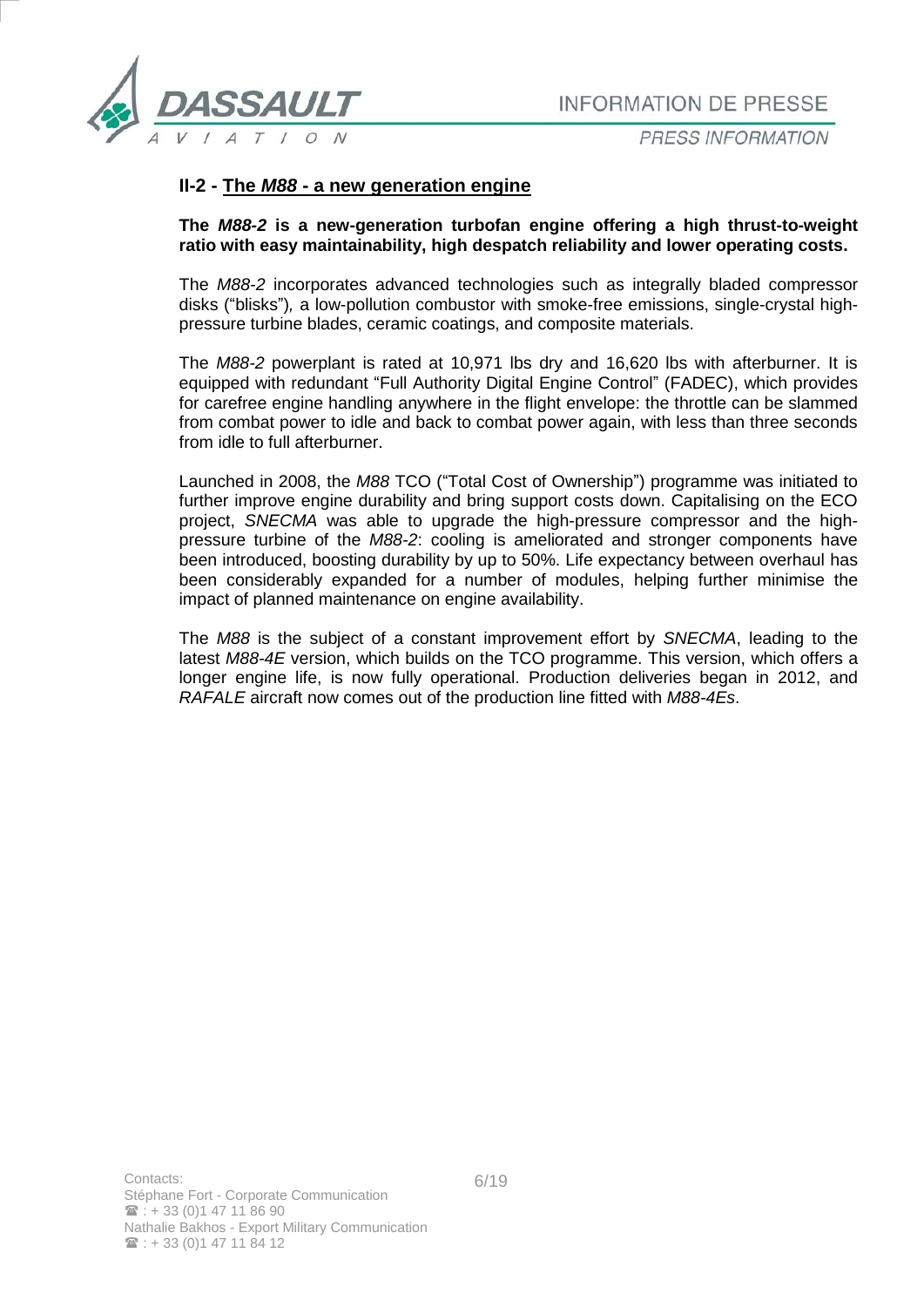## II-2 - The *M88* - a new generation engine

**The *M88-2* is a new-generation turbofan engine offering a high thrust-to-weight ratio with easy maintainability, high despatch reliability and lower operating costs.**

The *M88-2* incorporates advanced technologies such as integrally bladed compressor disks ("blisks")*,* a low-pollution combustor with smoke-free emissions, single-crystal high-pressure turbine blades, ceramic coatings, and composite materials.

The *M88-2* powerplant is rated at 10,971 lbs dry and 16,620 lbs with afterburner. It is equipped with redundant "Full Authority Digital Engine Control" (FADEC), which provides for carefree engine handling anywhere in the flight envelope: the throttle can be slammed from combat power to idle and back to combat power again, with less than three seconds from idle to full afterburner.

Launched in 2008, the *M88* TCO ("Total Cost of Ownership") programme was initiated to further improve engine durability and bring support costs down. Capitalising on the ECO project, *SNECMA* was able to upgrade the high-pressure compressor and the high-pressure turbine of the *M88-2*: cooling is ameliorated and stronger components have been introduced, boosting durability by up to 50%. Life expectancy between overhaul has been considerably expanded for a number of modules, helping further minimise the impact of planned maintenance on engine availability.

The *M88* is the subject of a constant improvement effort by *SNECMA*, leading to the latest *M88-4E* version, which builds on the TCO programme. This version, which offers a longer engine life, is now fully operational. Production deliveries began in 2012, and *RAFALE* aircraft now comes out of the production line fitted with *M88-4Es*.

Contacts:
Stéphane Fort - Corporate Communication
☎ : + 33 (0)1 47 11 86 90
Nathalie Bakhos - Export Military Communication
☎ : + 33 (0)1 47 11 84 12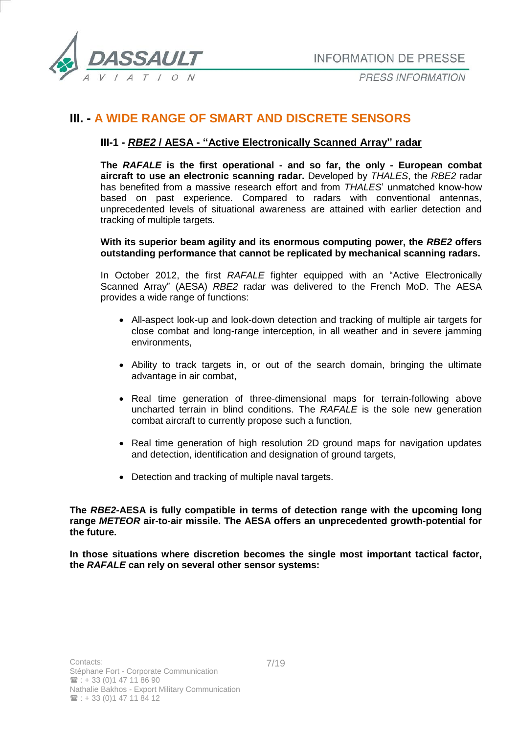## III. - A WIDE RANGE OF SMART AND DISCRETE SENSORS

### III-1 - *RBE2* / AESA - "Active Electronically Scanned Array" radar

**The *RAFALE* is the first operational - and so far, the only - European combat aircraft to use an electronic scanning radar.** Developed by *THALES*, the *RBE2* radar has benefited from a massive research effort and from *THALES*' unmatched know-how based on past experience. Compared to radars with conventional antennas, unprecedented levels of situational awareness are attained with earlier detection and tracking of multiple targets.

**With its superior beam agility and its enormous computing power, the *RBE2* offers outstanding performance that cannot be replicated by mechanical scanning radars.**

In October 2012, the first *RAFALE* fighter equipped with an "Active Electronically Scanned Array" (AESA) *RBE2* radar was delivered to the French MoD. The AESA provides a wide range of functions:

- All-aspect look-up and look-down detection and tracking of multiple air targets for close combat and long-range interception, in all weather and in severe jamming environments,
- Ability to track targets in, or out of the search domain, bringing the ultimate advantage in air combat,
- Real time generation of three-dimensional maps for terrain-following above uncharted terrain in blind conditions. The *RAFALE* is the sole new generation combat aircraft to currently propose such a function,
- Real time generation of high resolution 2D ground maps for navigation updates and detection, identification and designation of ground targets,
- Detection and tracking of multiple naval targets.

**The *RBE2*-AESA is fully compatible in terms of detection range with the upcoming long range *METEOR* air-to-air missile. The AESA offers an unprecedented growth-potential for the future.**

**In those situations where discretion becomes the single most important tactical factor, the *RAFALE* can rely on several other sensor systems:**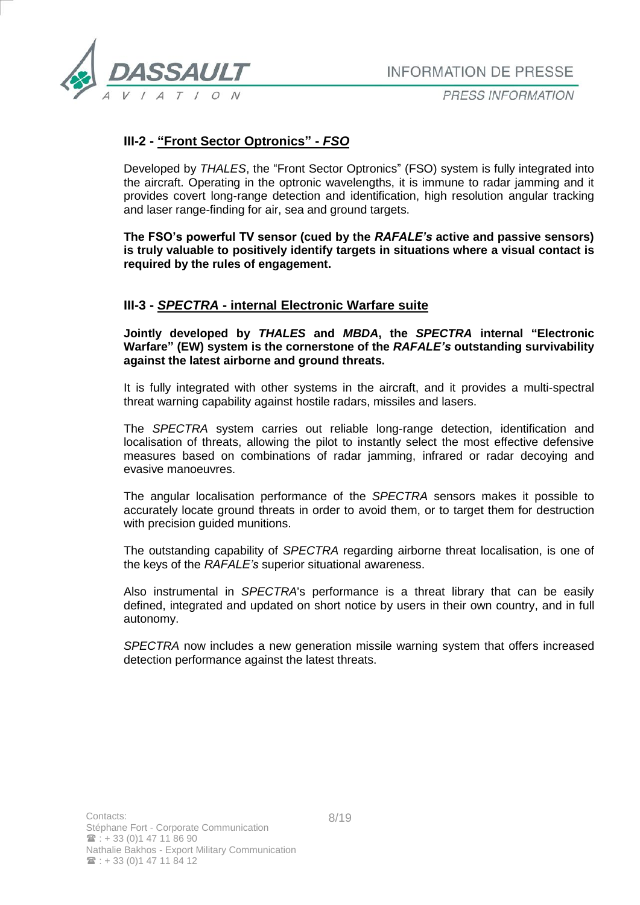### III-2 - "Front Sector Optronics" - *FSO*

Developed by *THALES*, the "Front Sector Optronics" (FSO) system is fully integrated into the aircraft. Operating in the optronic wavelengths, it is immune to radar jamming and it provides covert long-range detection and identification, high resolution angular tracking and laser range-finding for air, sea and ground targets.

**The FSO's powerful TV sensor (cued by the *RAFALE's* active and passive sensors) is truly valuable to positively identify targets in situations where a visual contact is required by the rules of engagement.**

### III-3 - *SPECTRA* - internal Electronic Warfare suite

**Jointly developed by *THALES* and *MBDA*, the *SPECTRA* internal "Electronic Warfare" (EW) system is the cornerstone of the *RAFALE's* outstanding survivability against the latest airborne and ground threats.**

It is fully integrated with other systems in the aircraft, and it provides a multi-spectral threat warning capability against hostile radars, missiles and lasers.

The *SPECTRA* system carries out reliable long-range detection, identification and localisation of threats, allowing the pilot to instantly select the most effective defensive measures based on combinations of radar jamming, infrared or radar decoying and evasive manoeuvres.

The angular localisation performance of the *SPECTRA* sensors makes it possible to accurately locate ground threats in order to avoid them, or to target them for destruction with precision guided munitions.

The outstanding capability of *SPECTRA* regarding airborne threat localisation, is one of the keys of the *RAFALE's* superior situational awareness.

Also instrumental in *SPECTRA*'s performance is a threat library that can be easily defined, integrated and updated on short notice by users in their own country, and in full autonomy.

*SPECTRA* now includes a new generation missile warning system that offers increased detection performance against the latest threats.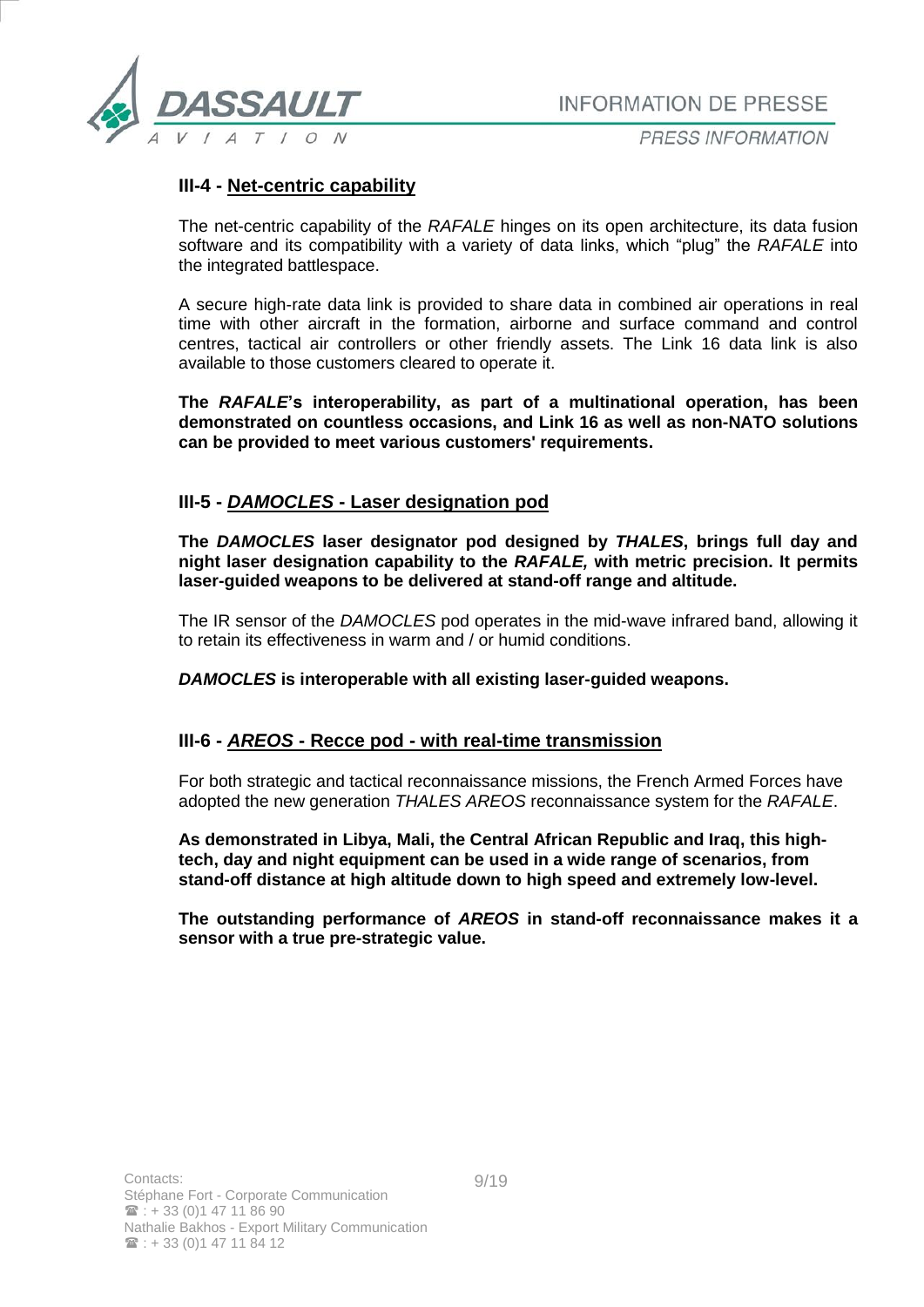### III-4 - Net-centric capability

The net-centric capability of the *RAFALE* hinges on its open architecture, its data fusion software and its compatibility with a variety of data links, which "plug" the *RAFALE* into the integrated battlespace.

A secure high-rate data link is provided to share data in combined air operations in real time with other aircraft in the formation, airborne and surface command and control centres, tactical air controllers or other friendly assets. The Link 16 data link is also available to those customers cleared to operate it.

**The *RAFALE*'s interoperability, as part of a multinational operation, has been demonstrated on countless occasions, and Link 16 as well as non-NATO solutions can be provided to meet various customers' requirements.**

### III-5 - *DAMOCLES* - Laser designation pod

**The *DAMOCLES* laser designator pod designed by *THALES*, brings full day and night laser designation capability to the *RAFALE,* with metric precision. It permits laser-guided weapons to be delivered at stand-off range and altitude.**

The IR sensor of the *DAMOCLES* pod operates in the mid-wave infrared band, allowing it to retain its effectiveness in warm and / or humid conditions.

***DAMOCLES* is interoperable with all existing laser-guided weapons.**

### III-6 - *AREOS* - Recce pod - with real-time transmission

For both strategic and tactical reconnaissance missions, the French Armed Forces have adopted the new generation *THALES AREOS* reconnaissance system for the *RAFALE*.

**As demonstrated in Libya, Mali, the Central African Republic and Iraq, this high-tech, day and night equipment can be used in a wide range of scenarios, from stand-off distance at high altitude down to high speed and extremely low-level.**

**The outstanding performance of *AREOS* in stand-off reconnaissance makes it a sensor with a true pre-strategic value.**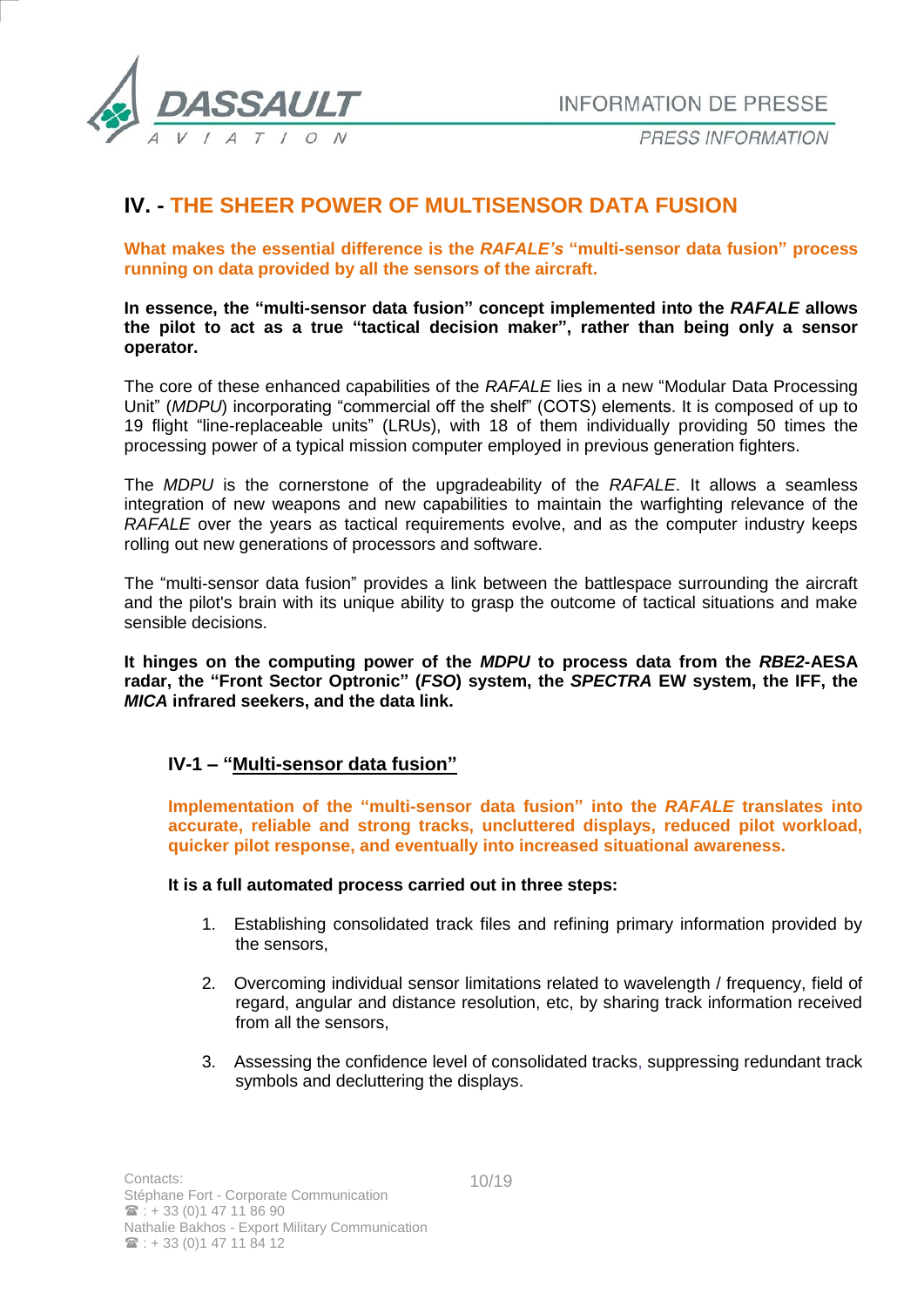## IV. - THE SHEER POWER OF MULTISENSOR DATA FUSION

**What makes the essential difference is the *RAFALE's* "multi-sensor data fusion" process running on data provided by all the sensors of the aircraft.**

**In essence, the "multi-sensor data fusion" concept implemented into the *RAFALE* allows the pilot to act as a true "tactical decision maker", rather than being only a sensor operator.**

The core of these enhanced capabilities of the *RAFALE* lies in a new "Modular Data Processing Unit" (*MDPU*) incorporating "commercial off the shelf" (COTS) elements. It is composed of up to 19 flight "line-replaceable units" (LRUs), with 18 of them individually providing 50 times the processing power of a typical mission computer employed in previous generation fighters.

The *MDPU* is the cornerstone of the upgradeability of the *RAFALE*. It allows a seamless integration of new weapons and new capabilities to maintain the warfighting relevance of the *RAFALE* over the years as tactical requirements evolve, and as the computer industry keeps rolling out new generations of processors and software.

The "multi-sensor data fusion" provides a link between the battlespace surrounding the aircraft and the pilot's brain with its unique ability to grasp the outcome of tactical situations and make sensible decisions.

**It hinges on the computing power of the *MDPU* to process data from the *RBE2*-AESA radar, the "Front Sector Optronic" (*FSO*) system, the *SPECTRA* EW system, the IFF, the *MICA* infrared seekers, and the data link.**

### IV-1 – "Multi-sensor data fusion"

**Implementation of the "multi-sensor data fusion" into the *RAFALE* translates into accurate, reliable and strong tracks, uncluttered displays, reduced pilot workload, quicker pilot response, and eventually into increased situational awareness.**

**It is a full automated process carried out in three steps:**

1. Establishing consolidated track files and refining primary information provided by the sensors,
2. Overcoming individual sensor limitations related to wavelength / frequency, field of regard, angular and distance resolution, etc, by sharing track information received from all the sensors,
3. Assessing the confidence level of consolidated tracks, suppressing redundant track symbols and decluttering the displays.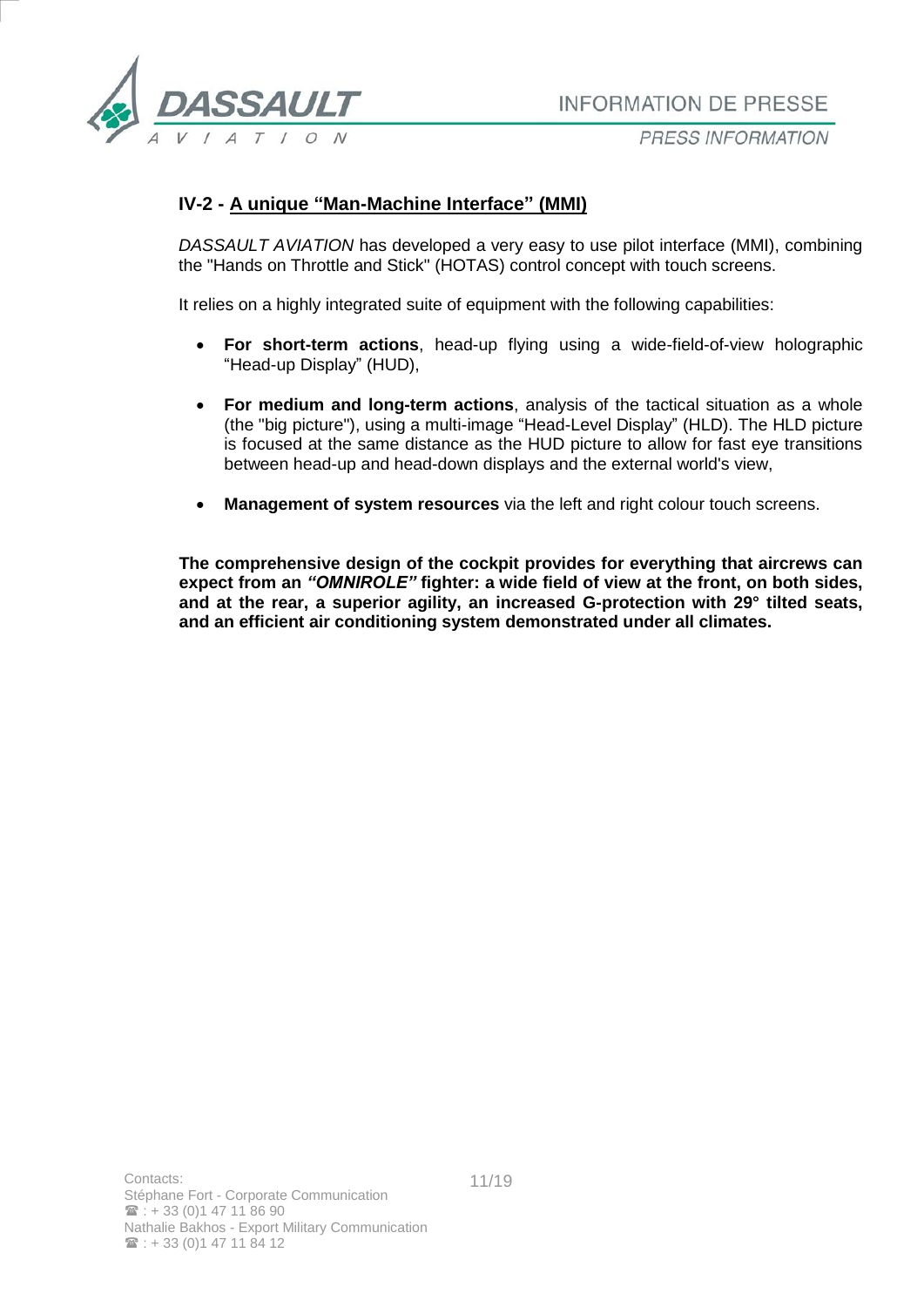## IV-2 - A unique "Man-Machine Interface" (MMI)

*DASSAULT AVIATION* has developed a very easy to use pilot interface (MMI), combining the "Hands on Throttle and Stick" (HOTAS) control concept with touch screens.

It relies on a highly integrated suite of equipment with the following capabilities:

- **For short-term actions**, head-up flying using a wide-field-of-view holographic "Head-up Display" (HUD),
- **For medium and long-term actions**, analysis of the tactical situation as a whole (the "big picture"), using a multi-image "Head-Level Display" (HLD). The HLD picture is focused at the same distance as the HUD picture to allow for fast eye transitions between head-up and head-down displays and the external world's view,
- **Management of system resources** via the left and right colour touch screens.

**The comprehensive design of the cockpit provides for everything that aircrews can expect from an *"OMNIROLE"* fighter: a wide field of view at the front, on both sides, and at the rear, a superior agility, an increased G-protection with 29° tilted seats, and an efficient air conditioning system demonstrated under all climates.**

Contacts:
Stéphane Fort - Corporate Communication
☎ : + 33 (0)1 47 11 86 90
Nathalie Bakhos - Export Military Communication
☎ : + 33 (0)1 47 11 84 12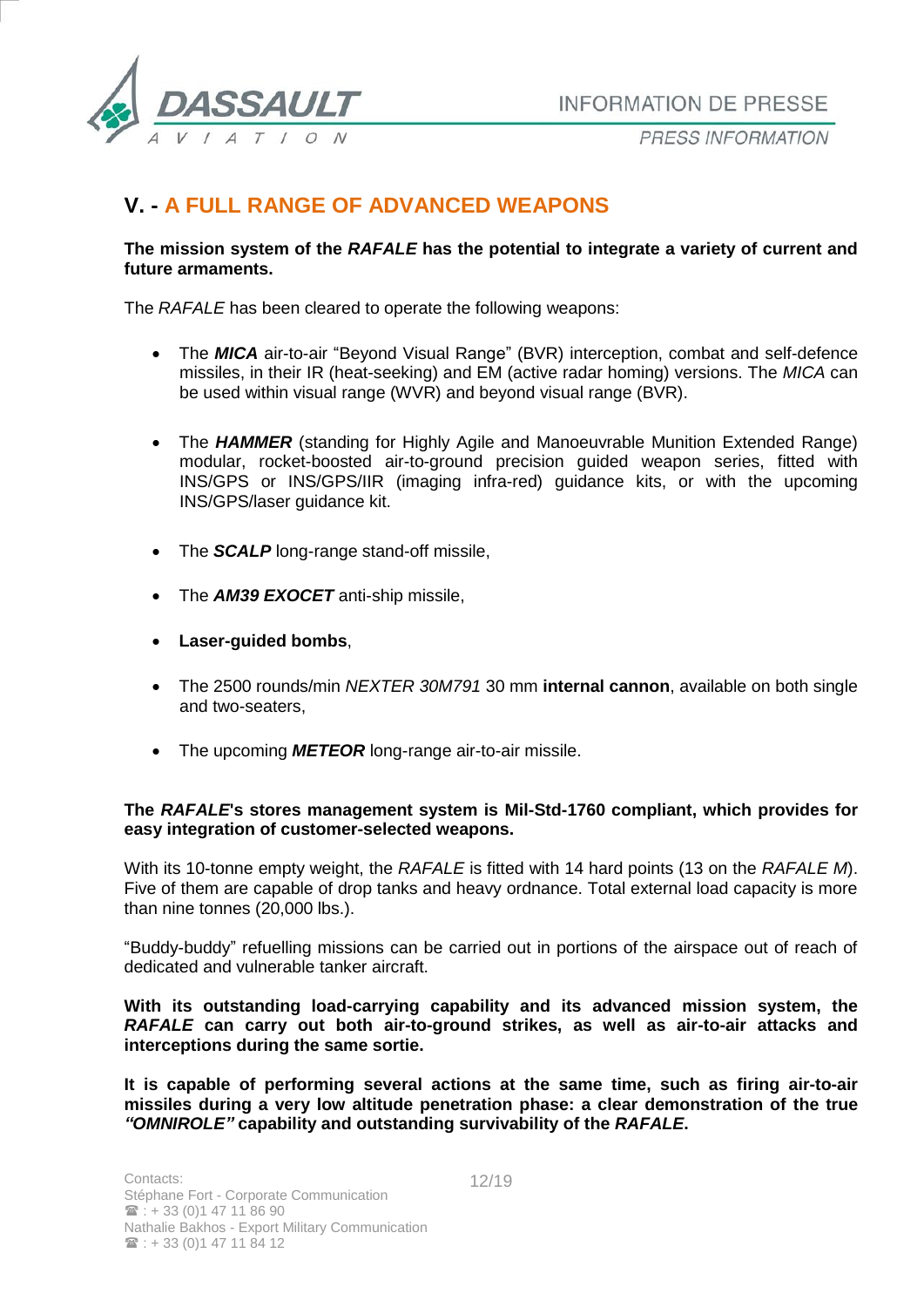## V. - A FULL RANGE OF ADVANCED WEAPONS

**The mission system of the *RAFALE* has the potential to integrate a variety of current and future armaments.**

The *RAFALE* has been cleared to operate the following weapons:

- The ***MICA*** air-to-air "Beyond Visual Range" (BVR) interception, combat and self-defence missiles, in their IR (heat-seeking) and EM (active radar homing) versions. The *MICA* can be used within visual range (WVR) and beyond visual range (BVR).

- The ***HAMMER*** (standing for Highly Agile and Manoeuvrable Munition Extended Range) modular, rocket-boosted air-to-ground precision guided weapon series, fitted with INS/GPS or INS/GPS/IIR (imaging infra-red) guidance kits, or with the upcoming INS/GPS/laser guidance kit.

- The ***SCALP*** long-range stand-off missile,

- The ***AM39 EXOCET*** anti-ship missile,

- **Laser-guided bombs**,

- The 2500 rounds/min *NEXTER 30M791* 30 mm **internal cannon**, available on both single and two-seaters,

- The upcoming ***METEOR*** long-range air-to-air missile.

**The *RAFALE*'s stores management system is Mil-Std-1760 compliant, which provides for easy integration of customer-selected weapons.**

With its 10-tonne empty weight, the *RAFALE* is fitted with 14 hard points (13 on the *RAFALE M*). Five of them are capable of drop tanks and heavy ordnance. Total external load capacity is more than nine tonnes (20,000 lbs.).

"Buddy-buddy" refuelling missions can be carried out in portions of the airspace out of reach of dedicated and vulnerable tanker aircraft.

**With its outstanding load-carrying capability and its advanced mission system, the *RAFALE* can carry out both air-to-ground strikes, as well as air-to-air attacks and interceptions during the same sortie.**

**It is capable of performing several actions at the same time, such as firing air-to-air missiles during a very low altitude penetration phase: a clear demonstration of the true *"OMNIROLE"* capability and outstanding survivability of the *RAFALE*.**

Contacts:
Stéphane Fort - Corporate Communication
☎ : + 33 (0)1 47 11 86 90
Nathalie Bakhos - Export Military Communication
☎ : + 33 (0)1 47 11 84 12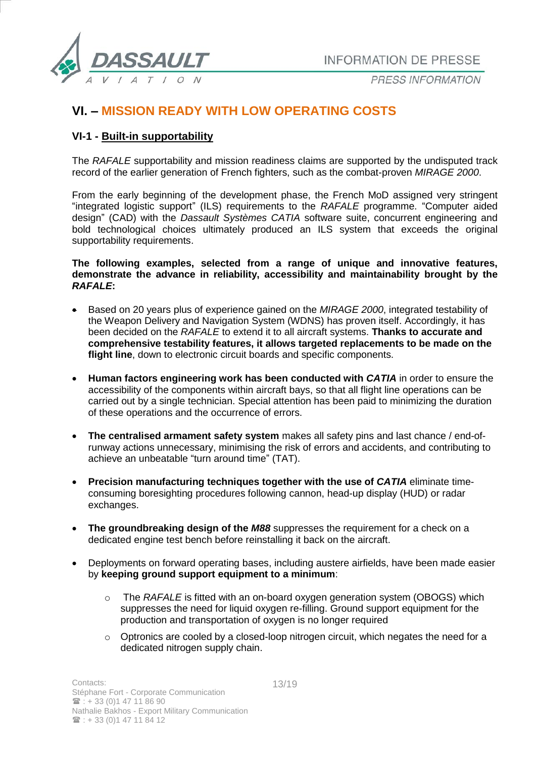## VI. – MISSION READY WITH LOW OPERATING COSTS

### VI-1 - Built-in supportability

The *RAFALE* supportability and mission readiness claims are supported by the undisputed track record of the earlier generation of French fighters, such as the combat-proven *MIRAGE 2000*.

From the early beginning of the development phase, the French MoD assigned very stringent "integrated logistic support" (ILS) requirements to the *RAFALE* programme. "Computer aided design" (CAD) with the *Dassault Systèmes CATIA* software suite, concurrent engineering and bold technological choices ultimately produced an ILS system that exceeds the original supportability requirements.

**The following examples, selected from a range of unique and innovative features, demonstrate the advance in reliability, accessibility and maintainability brought by the *RAFALE*:**

- Based on 20 years plus of experience gained on the *MIRAGE 2000*, integrated testability of the Weapon Delivery and Navigation System (WDNS) has proven itself. Accordingly, it has been decided on the *RAFALE* to extend it to all aircraft systems. **Thanks to accurate and comprehensive testability features, it allows targeted replacements to be made on the flight line**, down to electronic circuit boards and specific components.
- **Human factors engineering work has been conducted with *CATIA*** in order to ensure the accessibility of the components within aircraft bays, so that all flight line operations can be carried out by a single technician. Special attention has been paid to minimizing the duration of these operations and the occurrence of errors.
- **The centralised armament safety system** makes all safety pins and last chance / end-of-runway actions unnecessary, minimising the risk of errors and accidents, and contributing to achieve an unbeatable "turn around time" (TAT).
- **Precision manufacturing techniques together with the use of *CATIA*** eliminate time-consuming boresighting procedures following cannon, head-up display (HUD) or radar exchanges.
- **The groundbreaking design of the *M88*** suppresses the requirement for a check on a dedicated engine test bench before reinstalling it back on the aircraft.
- Deployments on forward operating bases, including austere airfields, have been made easier by **keeping ground support equipment to a minimum**:
  - The *RAFALE* is fitted with an on-board oxygen generation system (OBOGS) which suppresses the need for liquid oxygen re-filling. Ground support equipment for the production and transportation of oxygen is no longer required
  - Optronics are cooled by a closed-loop nitrogen circuit, which negates the need for a dedicated nitrogen supply chain.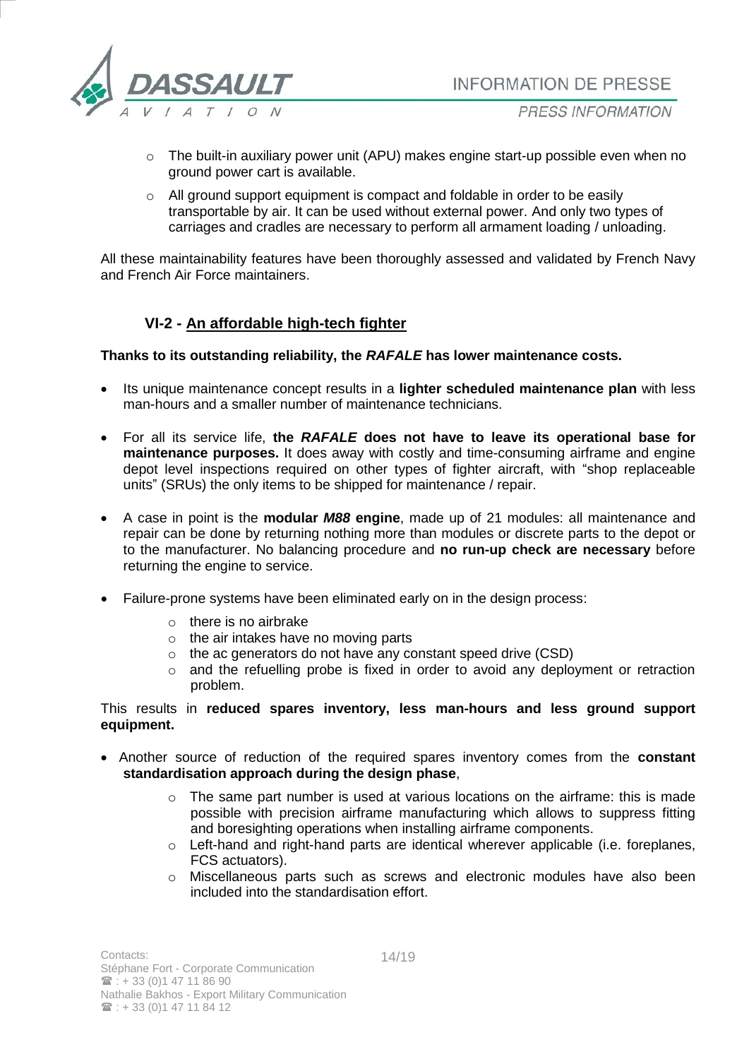- The built-in auxiliary power unit (APU) makes engine start-up possible even when no ground power cart is available.
- All ground support equipment is compact and foldable in order to be easily transportable by air. It can be used without external power. And only two types of carriages and cradles are necessary to perform all armament loading / unloading.

All these maintainability features have been thoroughly assessed and validated by French Navy and French Air Force maintainers.

### VI-2 - An affordable high-tech fighter

**Thanks to its outstanding reliability, the *RAFALE* has lower maintenance costs.**

- Its unique maintenance concept results in a **lighter scheduled maintenance plan** with less man-hours and a smaller number of maintenance technicians.

- For all its service life, **the *RAFALE* does not have to leave its operational base for maintenance purposes.** It does away with costly and time-consuming airframe and engine depot level inspections required on other types of fighter aircraft, with "shop replaceable units" (SRUs) the only items to be shipped for maintenance / repair.

- A case in point is the **modular *M88* engine**, made up of 21 modules: all maintenance and repair can be done by returning nothing more than modules or discrete parts to the depot or to the manufacturer. No balancing procedure and **no run-up check are necessary** before returning the engine to service.

- Failure-prone systems have been eliminated early on in the design process:
  - there is no airbrake
  - the air intakes have no moving parts
  - the ac generators do not have any constant speed drive (CSD)
  - and the refuelling probe is fixed in order to avoid any deployment or retraction problem.

This results in **reduced spares inventory, less man-hours and less ground support equipment.**

- Another source of reduction of the required spares inventory comes from the **constant standardisation approach during the design phase**,
  - The same part number is used at various locations on the airframe: this is made possible with precision airframe manufacturing which allows to suppress fitting and boresighting operations when installing airframe components.
  - Left-hand and right-hand parts are identical wherever applicable (i.e. foreplanes, FCS actuators).
  - Miscellaneous parts such as screws and electronic modules have also been included into the standardisation effort.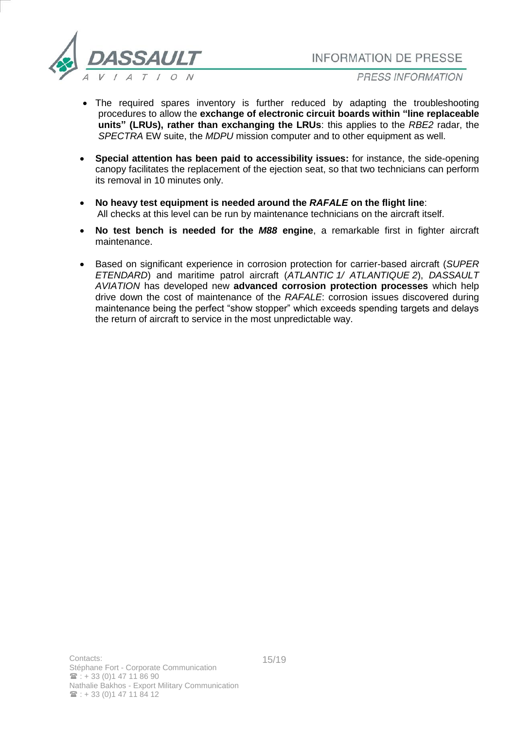- The required spares inventory is further reduced by adapting the troubleshooting procedures to allow the **exchange of electronic circuit boards within "line replaceable units" (LRUs), rather than exchanging the LRUs**: this applies to the *RBE2* radar, the *SPECTRA* EW suite, the *MDPU* mission computer and to other equipment as well.

- **Special attention has been paid to accessibility issues:** for instance, the side-opening canopy facilitates the replacement of the ejection seat, so that two technicians can perform its removal in 10 minutes only.

- **No heavy test equipment is needed around the *RAFALE* on the flight line**: All checks at this level can be run by maintenance technicians on the aircraft itself.

- **No test bench is needed for the *M88* engine**, a remarkable first in fighter aircraft maintenance.

- Based on significant experience in corrosion protection for carrier-based aircraft (*SUPER ETENDARD*) and maritime patrol aircraft (*ATLANTIC 1/ ATLANTIQUE 2*), *DASSAULT AVIATION* has developed new **advanced corrosion protection processes** which help drive down the cost of maintenance of the *RAFALE*: corrosion issues discovered during maintenance being the perfect "show stopper" which exceeds spending targets and delays the return of aircraft to service in the most unpredictable way.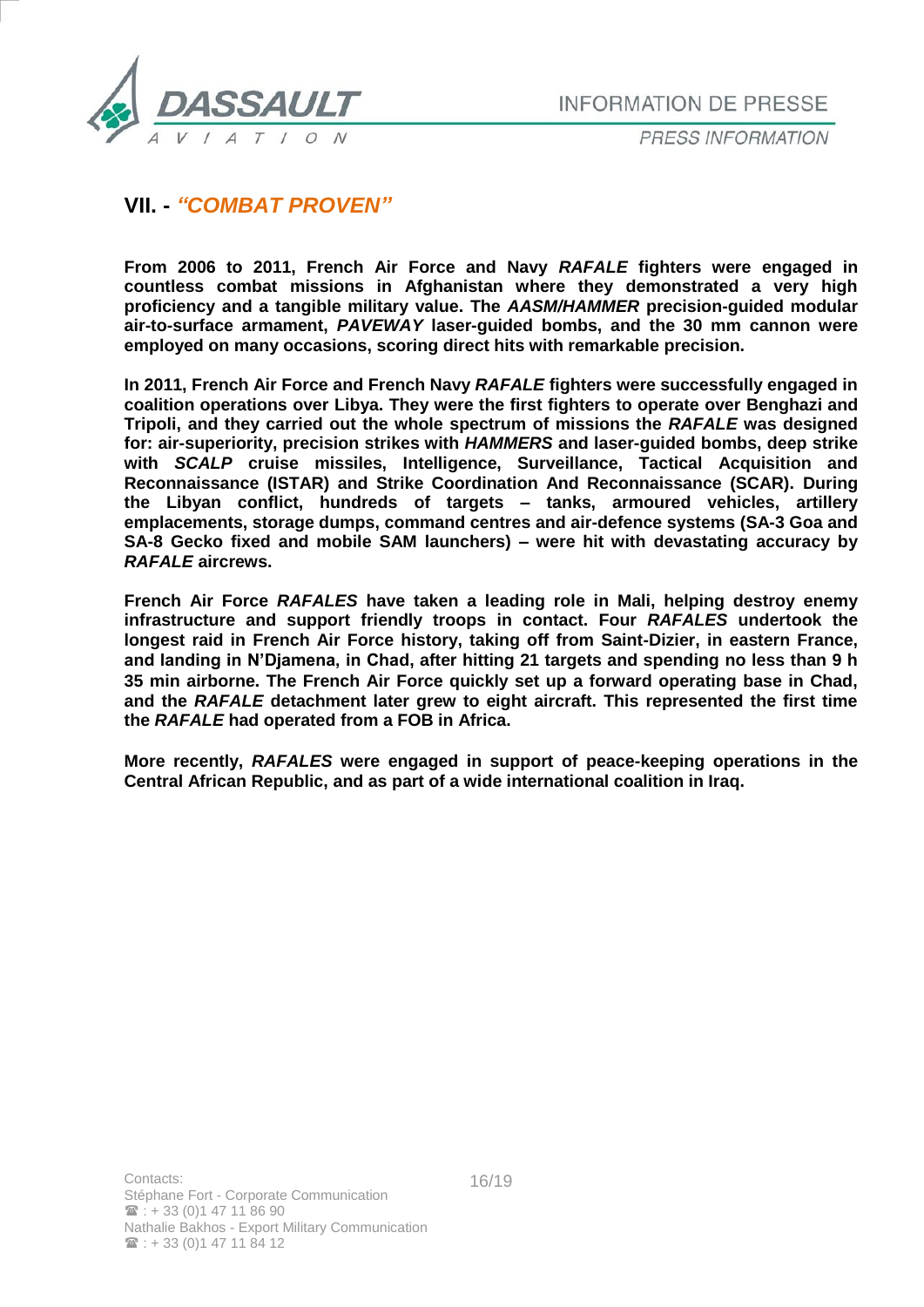## VII. - *"COMBAT PROVEN"*

**From 2006 to 2011, French Air Force and Navy *RAFALE* fighters were engaged in countless combat missions in Afghanistan where they demonstrated a very high proficiency and a tangible military value. The *AASM/HAMMER* precision-guided modular air-to-surface armament, *PAVEWAY* laser-guided bombs, and the 30 mm cannon were employed on many occasions, scoring direct hits with remarkable precision.**

**In 2011, French Air Force and French Navy *RAFALE* fighters were successfully engaged in coalition operations over Libya. They were the first fighters to operate over Benghazi and Tripoli, and they carried out the whole spectrum of missions the *RAFALE* was designed for: air-superiority, precision strikes with *HAMMERS* and laser-guided bombs, deep strike with *SCALP* cruise missiles, Intelligence, Surveillance, Tactical Acquisition and Reconnaissance (ISTAR) and Strike Coordination And Reconnaissance (SCAR). During the Libyan conflict, hundreds of targets – tanks, armoured vehicles, artillery emplacements, storage dumps, command centres and air-defence systems (SA-3 Goa and SA-8 Gecko fixed and mobile SAM launchers) – were hit with devastating accuracy by *RAFALE* aircrews.**

**French Air Force *RAFALES* have taken a leading role in Mali, helping destroy enemy infrastructure and support friendly troops in contact. Four *RAFALES* undertook the longest raid in French Air Force history, taking off from Saint-Dizier, in eastern France, and landing in N'Djamena, in Chad, after hitting 21 targets and spending no less than 9 h 35 min airborne. The French Air Force quickly set up a forward operating base in Chad, and the *RAFALE* detachment later grew to eight aircraft. This represented the first time the *RAFALE* had operated from a FOB in Africa.**

**More recently, *RAFALES* were engaged in support of peace-keeping operations in the Central African Republic, and as part of a wide international coalition in Iraq.**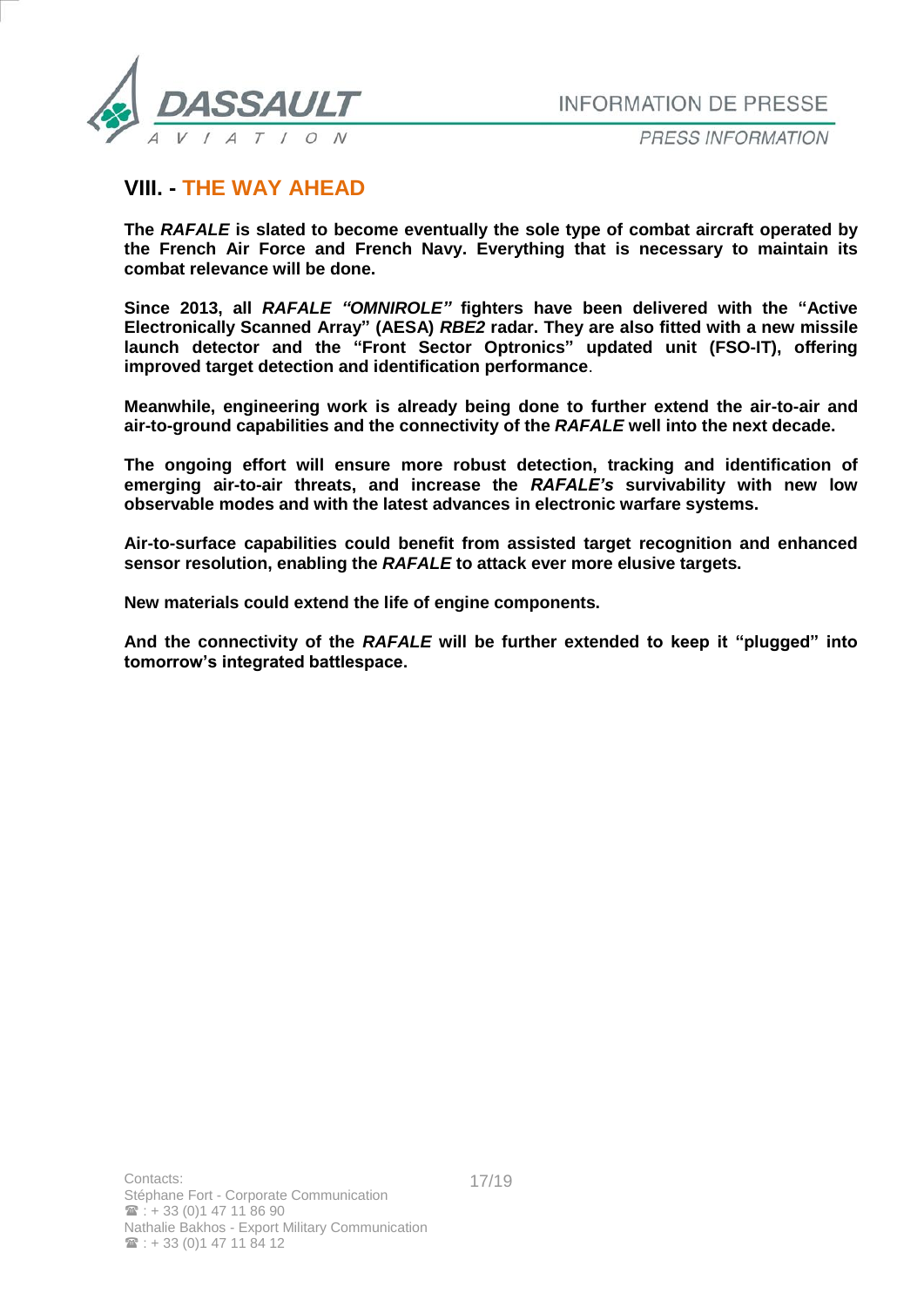## VIII. - THE WAY AHEAD

**The *RAFALE* is slated to become eventually the sole type of combat aircraft operated by the French Air Force and French Navy. Everything that is necessary to maintain its combat relevance will be done.**

**Since 2013, all *RAFALE "OMNIROLE"* fighters have been delivered with the "Active Electronically Scanned Array" (AESA) *RBE2* radar. They are also fitted with a new missile launch detector and the "Front Sector Optronics" updated unit (FSO-IT), offering improved target detection and identification performance**.

**Meanwhile, engineering work is already being done to further extend the air-to-air and air-to-ground capabilities and the connectivity of the *RAFALE* well into the next decade.**

**The ongoing effort will ensure more robust detection, tracking and identification of emerging air-to-air threats, and increase the *RAFALE's* survivability with new low observable modes and with the latest advances in electronic warfare systems.**

**Air-to-surface capabilities could benefit from assisted target recognition and enhanced sensor resolution, enabling the *RAFALE* to attack ever more elusive targets.**

**New materials could extend the life of engine components.**

**And the connectivity of the *RAFALE* will be further extended to keep it "plugged" into tomorrow's integrated battlespace.**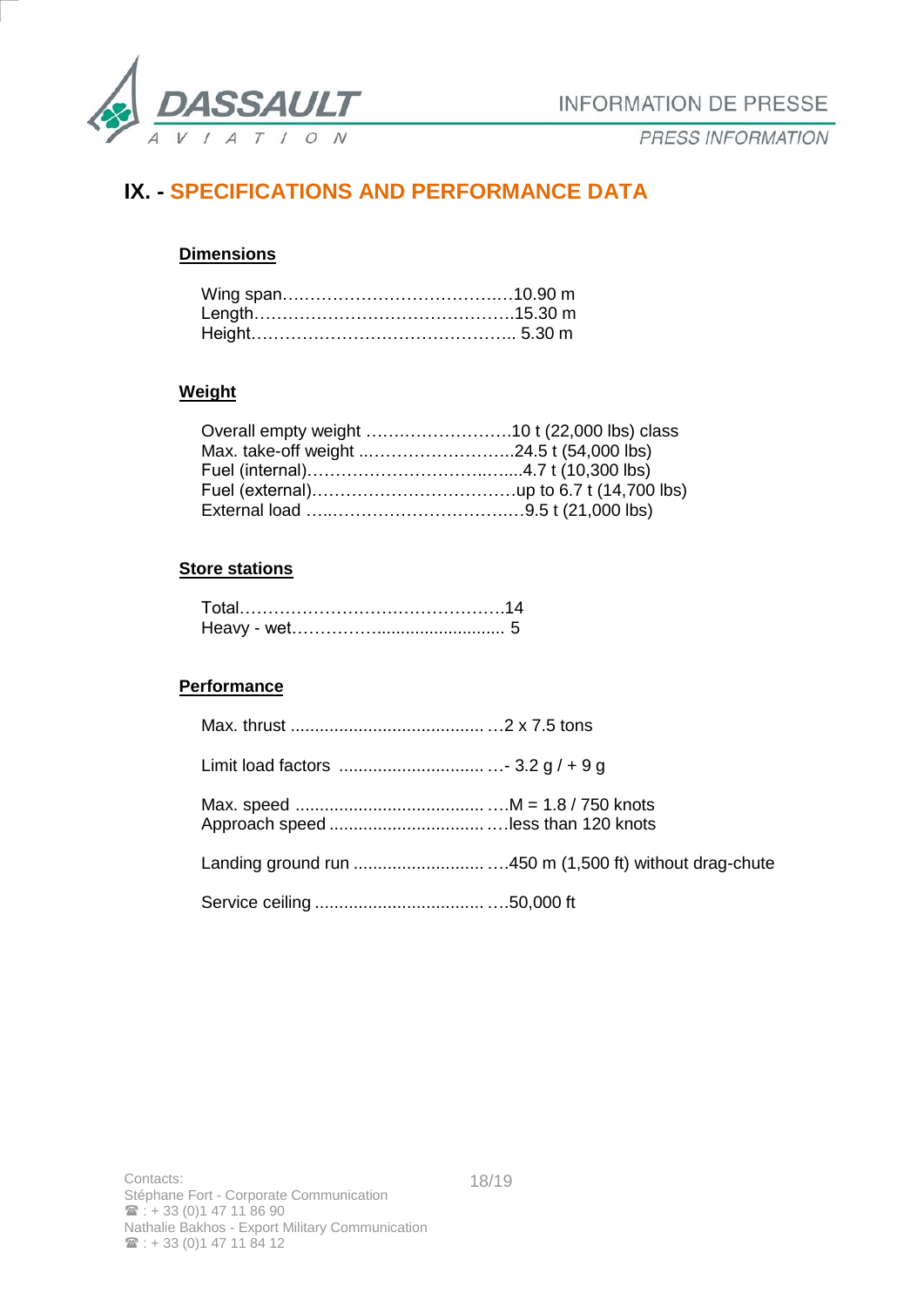## IX. - SPECIFICATIONS AND PERFORMANCE DATA

### Dimensions

Wing span…………………………………..…10.90 m
Length………………………………………..15.30 m
Height……………………….……………….. 5.30 m

### Weight

Overall empty weight …….…………………10 t (22,000 lbs) class
Max. take-off weight ..……………………...24.5 t (54,000 lbs)
Fuel (internal)…………………………..…....4.7 t (10,300 lbs)
Fuel (external)………………………………up to 6.7 t (14,700 lbs)
External load …..……………………….…9.5 t (21,000 lbs)

### Store stations

Total………………………….……………….14
Heavy - wet…………............................ 5

### Performance

Max. thrust ........................................ …2 x 7.5 tons

Limit load factors .............................. …- 3.2 g / + 9 g

Max. speed ....................................... ….M = 1.8 / 750 knots
Approach speed ................................ ….less than 120 knots

Landing ground run ........................... ….450 m (1,500 ft) without drag-chute

Service ceiling ................................... ….50,000 ft

Contacts:
Stéphane Fort - Corporate Communication
☎ : + 33 (0)1 47 11 86 90
Nathalie Bakhos - Export Military Communication
☎ : + 33 (0)1 47 11 84 12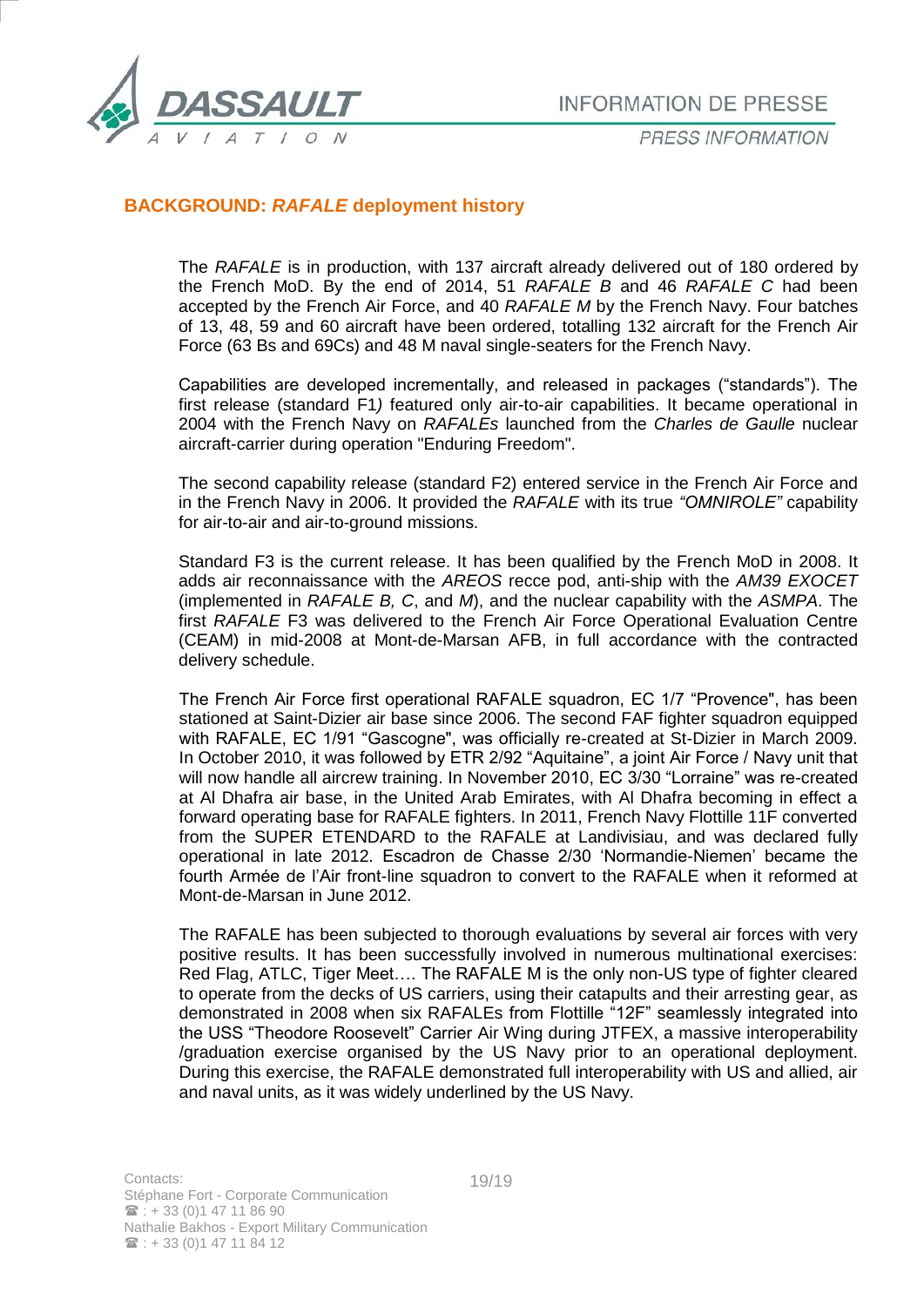## BACKGROUND: *RAFALE* deployment history

The *RAFALE* is in production, with 137 aircraft already delivered out of 180 ordered by the French MoD. By the end of 2014, 51 *RAFALE B* and 46 *RAFALE C* had been accepted by the French Air Force, and 40 *RAFALE M* by the French Navy. Four batches of 13, 48, 59 and 60 aircraft have been ordered, totalling 132 aircraft for the French Air Force (63 Bs and 69Cs) and 48 M naval single-seaters for the French Navy.

Capabilities are developed incrementally, and released in packages ("standards"). The first release (standard F1*)* featured only air-to-air capabilities. It became operational in 2004 with the French Navy on *RAFALEs* launched from the *Charles de Gaulle* nuclear aircraft-carrier during operation "Enduring Freedom".

The second capability release (standard F2) entered service in the French Air Force and in the French Navy in 2006. It provided the *RAFALE* with its true *"OMNIROLE"* capability for air-to-air and air-to-ground missions.

Standard F3 is the current release. It has been qualified by the French MoD in 2008. It adds air reconnaissance with the *AREOS* recce pod, anti-ship with the *AM39 EXOCET* (implemented in *RAFALE B, C*, and *M*), and the nuclear capability with the *ASMPA*. The first *RAFALE* F3 was delivered to the French Air Force Operational Evaluation Centre (CEAM) in mid-2008 at Mont-de-Marsan AFB, in full accordance with the contracted delivery schedule.

The French Air Force first operational RAFALE squadron, EC 1/7 "Provence", has been stationed at Saint-Dizier air base since 2006. The second FAF fighter squadron equipped with RAFALE, EC 1/91 "Gascogne", was officially re-created at St-Dizier in March 2009. In October 2010, it was followed by ETR 2/92 "Aquitaine", a joint Air Force / Navy unit that will now handle all aircrew training. In November 2010, EC 3/30 "Lorraine" was re-created at Al Dhafra air base, in the United Arab Emirates, with Al Dhafra becoming in effect a forward operating base for RAFALE fighters. In 2011, French Navy Flottille 11F converted from the SUPER ETENDARD to the RAFALE at Landivisiau, and was declared fully operational in late 2012. Escadron de Chasse 2/30 'Normandie-Niemen' became the fourth Armée de l'Air front-line squadron to convert to the RAFALE when it reformed at Mont-de-Marsan in June 2012.

The RAFALE has been subjected to thorough evaluations by several air forces with very positive results. It has been successfully involved in numerous multinational exercises: Red Flag, ATLC, Tiger Meet…. The RAFALE M is the only non-US type of fighter cleared to operate from the decks of US carriers, using their catapults and their arresting gear, as demonstrated in 2008 when six RAFALEs from Flottille "12F" seamlessly integrated into the USS "Theodore Roosevelt" Carrier Air Wing during JTFEX, a massive interoperability /graduation exercise organised by the US Navy prior to an operational deployment. During this exercise, the RAFALE demonstrated full interoperability with US and allied, air and naval units, as it was widely underlined by the US Navy.

Contacts:
Stéphane Fort - Corporate Communication
☎ : + 33 (0)1 47 11 86 90
Nathalie Bakhos - Export Military Communication
☎ : + 33 (0)1 47 11 84 12